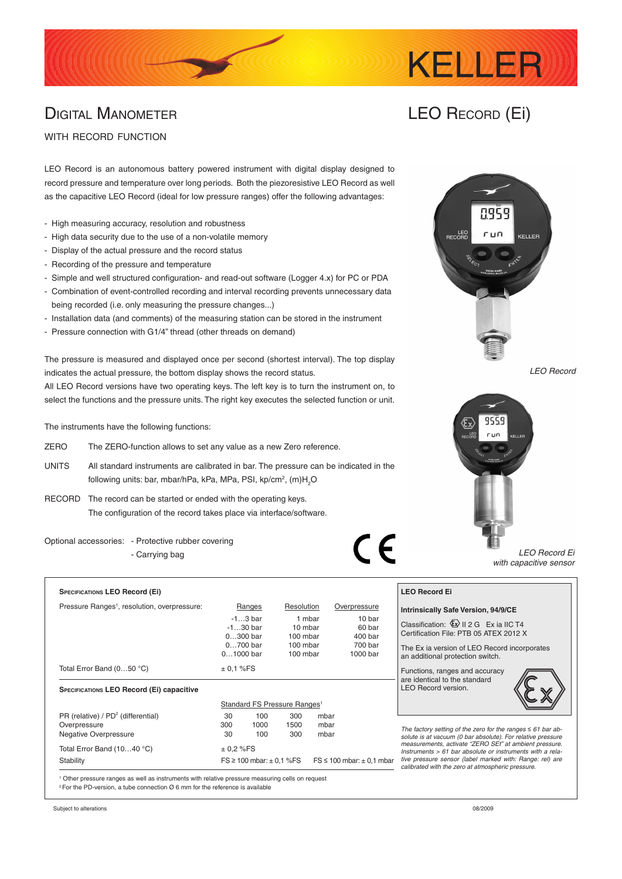# KELLER

## Digital Manometer

WITH RECORD FUNCTION

## LEO Record (Ei)

LEO Record is an autonomous battery powered instrument with digital display designed to record pressure and temperature over long periods. Both the piezoresistive LEO Record as well as the capacitive LEO Record (ideal for low pressure ranges) offer the following advantages:

- High measuring accuracy, resolution and robustness
- High data security due to the use of a non-volatile memory
- Display of the actual pressure and the record status
- Recording of the pressure and temperature
- Simple and well structured configuration- and read-out software (Logger 4.x) for PC or PDA
- Combination of event-controlled recording and interval recording prevents unnecessary data being recorded (i.e. only measuring the pressure changes...)
- Installation data (and comments) of the measuring station can be stored in the instrument
- Pressure connection with G1/4" thread (other threads on demand)

The pressure is measured and displayed once per second (shortest interval). The top display indicates the actual pressure, the bottom display shows the record status.
All LEO Record versions have two operating keys. The left key is to turn the instrument on, to select the functions and the pressure units. The right key executes the selected function or unit.

The instruments have the following functions:

ZERO — The ZERO-function allows to set any value as a new Zero reference.

UNITS — All standard instruments are calibrated in bar. The pressure can be indicated in the following units: bar, mbar/hPa, kPa, MPa, PSI, kp/cm$^2$, (m)$H_2O$

RECORD — The record can be started or ended with the operating keys.
The configuration of the record takes place via interface/software.

Optional accessories: - Protective rubber covering
- Carrying bag

*LEO Record*

*LEO Record Ei with capacitive sensor*

### Specifications LEO Record (Ei)

| Pressure Ranges[1], resolution, overpressure: | Ranges | Resolution | Overpressure |
|---|---|---|---|
| | -1…3 bar | 1 mbar | 10 bar |
| | -1…30 bar | 10 mbar | 60 bar |
| | 0…300 bar | 100 mbar | 400 bar |
| | 0…700 bar | 100 mbar | 700 bar |
| | 0…1000 bar | 100 mbar | 1000 bar |
| Total Error Band (0…50 °C) | ± 0,1 %FS | | |

### Specifications LEO Record (Ei) capacitive

| | Standard FS Pressure Ranges[1] | | | |
|---|---|---|---|---|
| PR (relative) / PD[2] (differential) | 30 | 100 | 300 | mbar |
| Overpressure | 300 | 1000 | 1500 | mbar |
| Negative Overpressure | 30 | 100 | 300 | mbar |
| Total Error Band (10…40 °C) | ± 0,2 %FS | | | |
| Stability | FS ≥ 100 mbar: ± 0,1 %FS | | FS ≤ 100 mbar: ± 0,1 mbar | |

[1] Other pressure ranges as well as instruments with relative pressure measuring cells on request
[2] For the PD-version, a tube connection Ø 6 mm for the reference is available

### LEO Record Ei

**Intrinsically Safe Version, 94/9/CE**

Classification: Ex II 2 G Ex ia IIC T4
Certification File: PTB 05 ATEX 2012 X

The Ex ia version of LEO Record incorporates an additional protection switch.

Functions, ranges and accuracy are identical to the standard LEO Record version.

*The factory setting of the zero for the ranges ≤ 61 bar absolute is at vacuum (0 bar absolute). For relative pressure measurements, activate "ZERO SEt" at ambient pressure. Instruments > 61 bar absolute or instruments with a relative pressure sensor (label marked with: Range: rel) are calibrated with the zero at atmospheric pressure.*

Subject to alterations

08/2009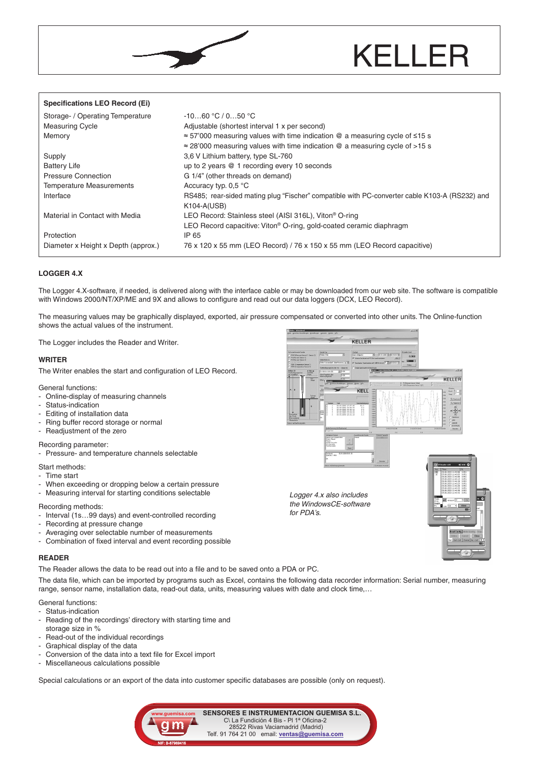KELLER

**Specifications LEO Record (Ei)**

| | |
|---|---|
| Storage- / Operating Temperature | -10…60 °C / 0…50 °C |
| Measuring Cycle | Adjustable (shortest interval 1 x per second) |
| Memory | ≈ 57'000 measuring values with time indication @ a measuring cycle of ≤15 s<br>≈ 28'000 measuring values with time indication @ a measuring cycle of >15 s |
| Supply | 3,6 V Lithium battery, type SL-760 |
| Battery Life | up to 2 years @ 1 recording every 10 seconds |
| Pressure Connection | G 1/4" (other threads on demand) |
| Temperature Measurements | Accuracy typ. 0,5 °C |
| Interface | RS485; rear-sided mating plug "Fischer" compatible with PC-converter cable K103-A (RS232) and K104-A(USB) |
| Material in Contact with Media | LEO Record: Stainless steel (AISI 316L), Viton® O-ring<br>LEO Record capacitive: Viton® O-ring, gold-coated ceramic diaphragm |
| Protection | IP 65 |
| Diameter x Height x Depth (approx.) | 76 x 120 x 55 mm (LEO Record) / 76 x 150 x 55 mm (LEO Record capacitive) |

### LOGGER 4.X

The Logger 4.X-software, if needed, is delivered along with the interface cable or may be downloaded from our web site. The software is compatible with Windows 2000/NT/XP/ME and 9X and allows to configure and read out our data loggers (DCX, LEO Record).

The measuring values may be graphically displayed, exported, air pressure compensated or converted into other units. The Online-function shows the actual values of the instrument.

The Logger includes the Reader and Writer.

### WRITER

The Writer enables the start and configuration of LEO Record.

General functions:
- Online-display of measuring channels
- Status-indication
- Editing of installation data
- Ring buffer record storage or normal
- Readjustment of the zero

Recording parameter:
- Pressure- and temperature channels selectable

Start methods:
- Time start
- When exceeding or dropping below a certain pressure
- Measuring interval for starting conditions selectable

Recording methods:
- Interval (1s…99 days) and event-controlled recording
- Recording at pressure change
- Averaging over selectable number of measurements
- Combination of fixed interval and event recording possible

*Logger 4.x also includes the WindowsCE-software for PDA's.*

### READER

The Reader allows the data to be read out into a file and to be saved onto a PDA or PC.

The data file, which can be imported by programs such as Excel, contains the following data recorder information: Serial number, measuring range, sensor name, installation data, read-out data, units, measuring values with date and clock time,…

General functions:
- Status-indication
- Reading of the recordings' directory with starting time and storage size in %
- Read-out of the individual recordings
- Graphical display of the data
- Conversion of the data into a text file for Excel import
- Miscellaneous calculations possible

Special calculations or an export of the data into customer specific databases are possible (only on request).

www.guemisa.com
**SENSORES E INSTRUMENTACION GUEMISA S.L.**
C\ La Fundición 4 Bis - Pl 1ª Oficina-2
28522 Rivas Vaciamadrid (Madrid)
Telf. 91 764 21 00 email: ventas@guemisa.com
NIF: B-87969416